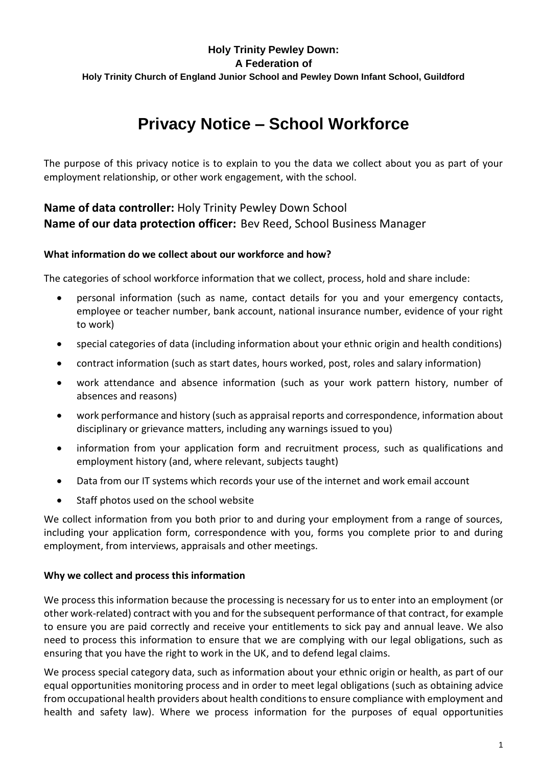**Holy Trinity Pewley Down:**
**A Federation of**
**Holy Trinity Church of England Junior School and Pewley Down Infant School, Guildford**

# Privacy Notice – School Workforce

The purpose of this privacy notice is to explain to you the data we collect about you as part of your employment relationship, or other work engagement, with the school.

## **Name of data controller:** Holy Trinity Pewley Down School
## **Name of our data protection officer:** Bev Reed, School Business Manager

### What information do we collect about our workforce and how?

The categories of school workforce information that we collect, process, hold and share include:

- personal information (such as name, contact details for you and your emergency contacts, employee or teacher number, bank account, national insurance number, evidence of your right to work)
- special categories of data (including information about your ethnic origin and health conditions)
- contract information (such as start dates, hours worked, post, roles and salary information)
- work attendance and absence information (such as your work pattern history, number of absences and reasons)
- work performance and history (such as appraisal reports and correspondence, information about disciplinary or grievance matters, including any warnings issued to you)
- information from your application form and recruitment process, such as qualifications and employment history (and, where relevant, subjects taught)
- Data from our IT systems which records your use of the internet and work email account
- Staff photos used on the school website

We collect information from you both prior to and during your employment from a range of sources, including your application form, correspondence with you, forms you complete prior to and during employment, from interviews, appraisals and other meetings.

### Why we collect and process this information

We process this information because the processing is necessary for us to enter into an employment (or other work-related) contract with you and for the subsequent performance of that contract, for example to ensure you are paid correctly and receive your entitlements to sick pay and annual leave. We also need to process this information to ensure that we are complying with our legal obligations, such as ensuring that you have the right to work in the UK, and to defend legal claims.

We process special category data, such as information about your ethnic origin or health, as part of our equal opportunities monitoring process and in order to meet legal obligations (such as obtaining advice from occupational health providers about health conditions to ensure compliance with employment and health and safety law). Where we process information for the purposes of equal opportunities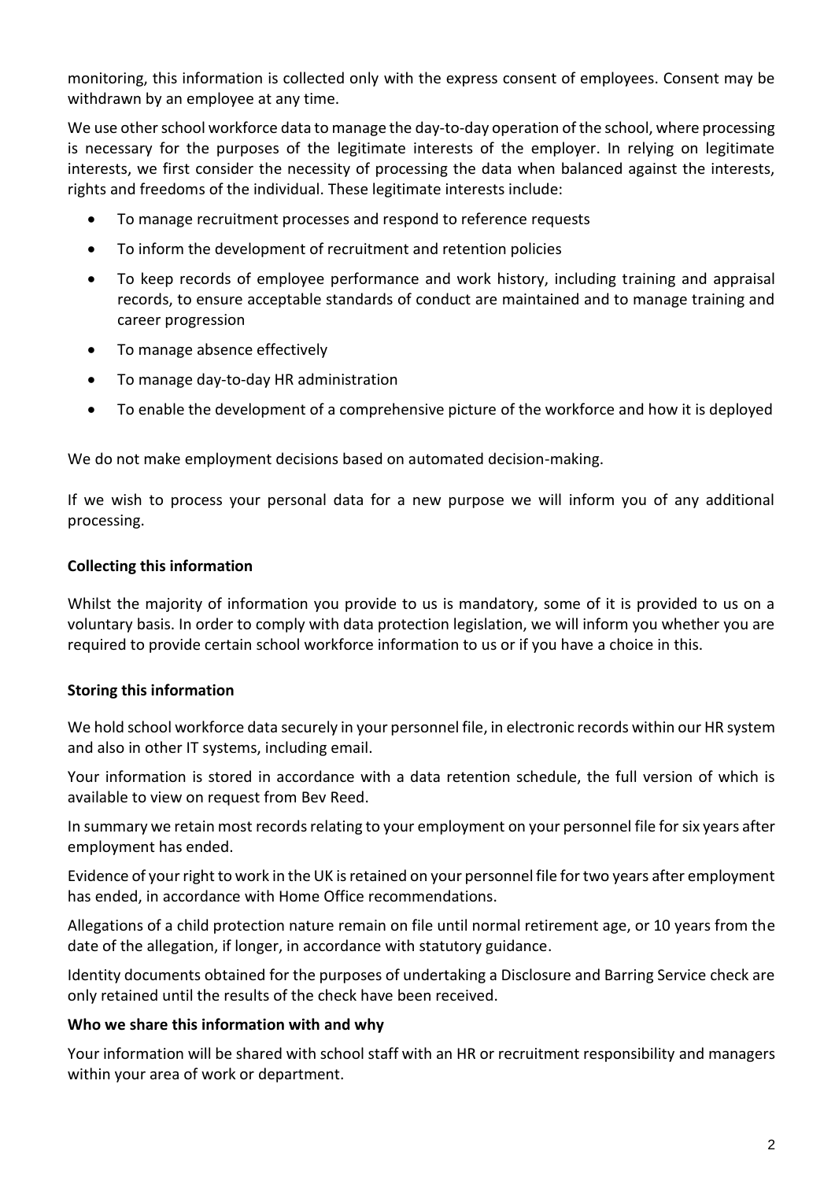monitoring, this information is collected only with the express consent of employees. Consent may be withdrawn by an employee at any time.

We use other school workforce data to manage the day-to-day operation of the school, where processing is necessary for the purposes of the legitimate interests of the employer. In relying on legitimate interests, we first consider the necessity of processing the data when balanced against the interests, rights and freedoms of the individual. These legitimate interests include:

- To manage recruitment processes and respond to reference requests
- To inform the development of recruitment and retention policies
- To keep records of employee performance and work history, including training and appraisal records, to ensure acceptable standards of conduct are maintained and to manage training and career progression
- To manage absence effectively
- To manage day-to-day HR administration
- To enable the development of a comprehensive picture of the workforce and how it is deployed

We do not make employment decisions based on automated decision-making.

If we wish to process your personal data for a new purpose we will inform you of any additional processing.

**Collecting this information**

Whilst the majority of information you provide to us is mandatory, some of it is provided to us on a voluntary basis. In order to comply with data protection legislation, we will inform you whether you are required to provide certain school workforce information to us or if you have a choice in this.

**Storing this information**

We hold school workforce data securely in your personnel file, in electronic records within our HR system and also in other IT systems, including email.

Your information is stored in accordance with a data retention schedule, the full version of which is available to view on request from Bev Reed.

In summary we retain most records relating to your employment on your personnel file for six years after employment has ended.

Evidence of your right to work in the UK is retained on your personnel file for two years after employment has ended, in accordance with Home Office recommendations.

Allegations of a child protection nature remain on file until normal retirement age, or 10 years from the date of the allegation, if longer, in accordance with statutory guidance.

Identity documents obtained for the purposes of undertaking a Disclosure and Barring Service check are only retained until the results of the check have been received.

**Who we share this information with and why**

Your information will be shared with school staff with an HR or recruitment responsibility and managers within your area of work or department.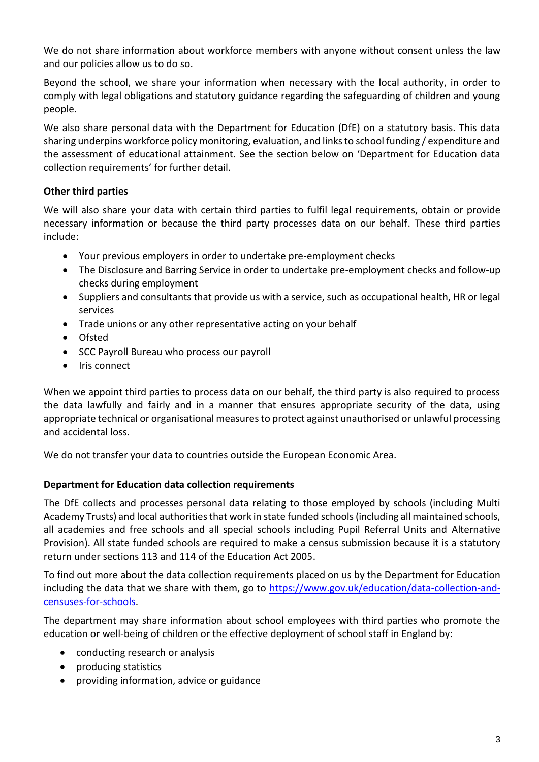We do not share information about workforce members with anyone without consent unless the law and our policies allow us to do so.

Beyond the school, we share your information when necessary with the local authority, in order to comply with legal obligations and statutory guidance regarding the safeguarding of children and young people.

We also share personal data with the Department for Education (DfE) on a statutory basis. This data sharing underpins workforce policy monitoring, evaluation, and links to school funding / expenditure and the assessment of educational attainment. See the section below on 'Department for Education data collection requirements' for further detail.

**Other third parties**

We will also share your data with certain third parties to fulfil legal requirements, obtain or provide necessary information or because the third party processes data on our behalf. These third parties include:

- Your previous employers in order to undertake pre-employment checks
- The Disclosure and Barring Service in order to undertake pre-employment checks and follow-up checks during employment
- Suppliers and consultants that provide us with a service, such as occupational health, HR or legal services
- Trade unions or any other representative acting on your behalf
- Ofsted
- SCC Payroll Bureau who process our payroll
- Iris connect

When we appoint third parties to process data on our behalf, the third party is also required to process the data lawfully and fairly and in a manner that ensures appropriate security of the data, using appropriate technical or organisational measures to protect against unauthorised or unlawful processing and accidental loss.

We do not transfer your data to countries outside the European Economic Area.

**Department for Education data collection requirements**

The DfE collects and processes personal data relating to those employed by schools (including Multi Academy Trusts) and local authorities that work in state funded schools (including all maintained schools, all academies and free schools and all special schools including Pupil Referral Units and Alternative Provision). All state funded schools are required to make a census submission because it is a statutory return under sections 113 and 114 of the Education Act 2005.

To find out more about the data collection requirements placed on us by the Department for Education including the data that we share with them, go to [https://www.gov.uk/education/data-collection-and-censuses-for-schools](https://www.gov.uk/education/data-collection-and-censuses-for-schools).

The department may share information about school employees with third parties who promote the education or well-being of children or the effective deployment of school staff in England by:

- conducting research or analysis
- producing statistics
- providing information, advice or guidance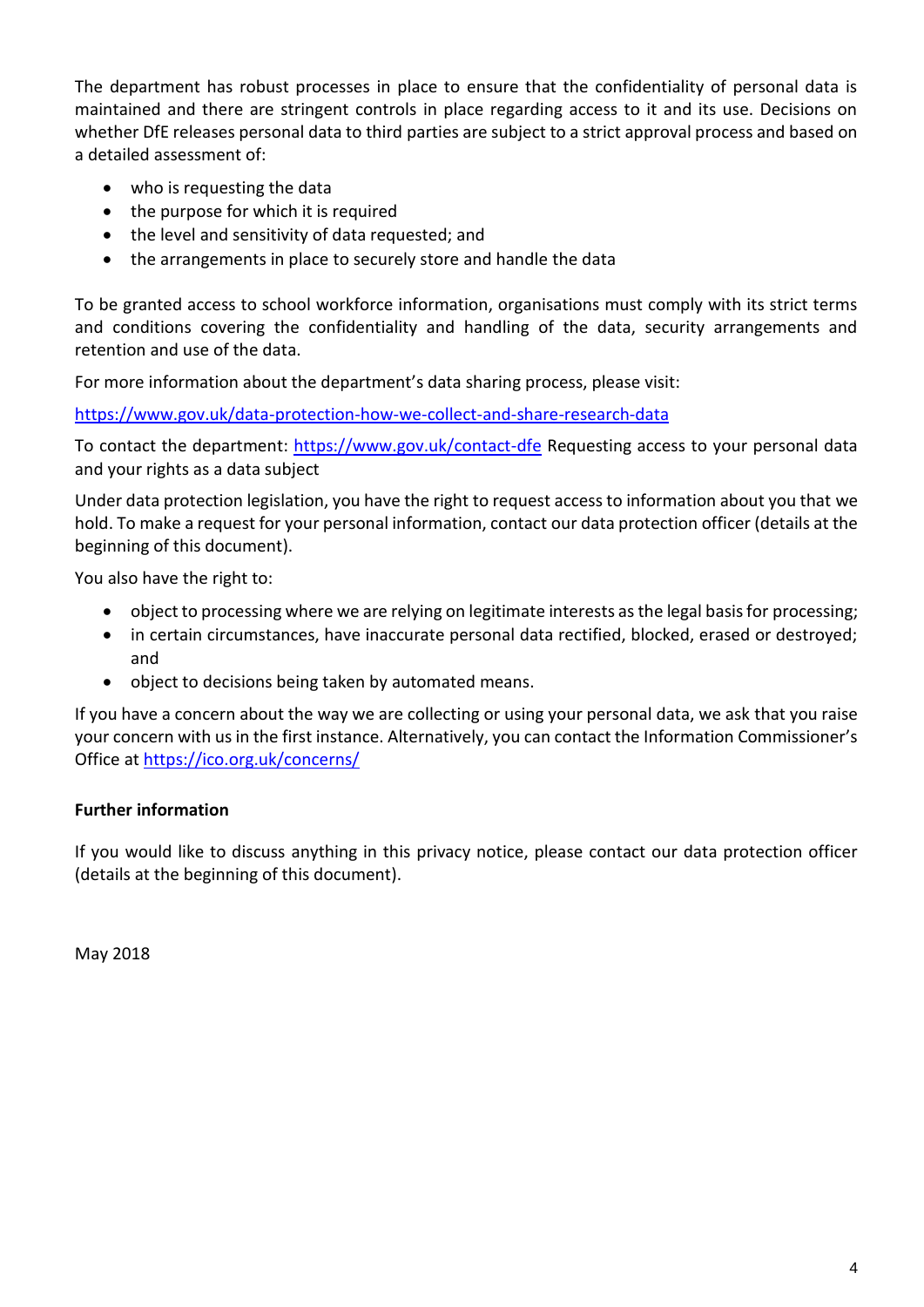The department has robust processes in place to ensure that the confidentiality of personal data is maintained and there are stringent controls in place regarding access to it and its use. Decisions on whether DfE releases personal data to third parties are subject to a strict approval process and based on a detailed assessment of:

- who is requesting the data
- the purpose for which it is required
- the level and sensitivity of data requested; and
- the arrangements in place to securely store and handle the data

To be granted access to school workforce information, organisations must comply with its strict terms and conditions covering the confidentiality and handling of the data, security arrangements and retention and use of the data.

For more information about the department's data sharing process, please visit:

https://www.gov.uk/data-protection-how-we-collect-and-share-research-data

To contact the department: https://www.gov.uk/contact-dfe Requesting access to your personal data and your rights as a data subject

Under data protection legislation, you have the right to request access to information about you that we hold. To make a request for your personal information, contact our data protection officer (details at the beginning of this document).

You also have the right to:

- object to processing where we are relying on legitimate interests as the legal basis for processing;
- in certain circumstances, have inaccurate personal data rectified, blocked, erased or destroyed; and
- object to decisions being taken by automated means.

If you have a concern about the way we are collecting or using your personal data, we ask that you raise your concern with us in the first instance. Alternatively, you can contact the Information Commissioner's Office at https://ico.org.uk/concerns/

**Further information**

If you would like to discuss anything in this privacy notice, please contact our data protection officer (details at the beginning of this document).

May 2018